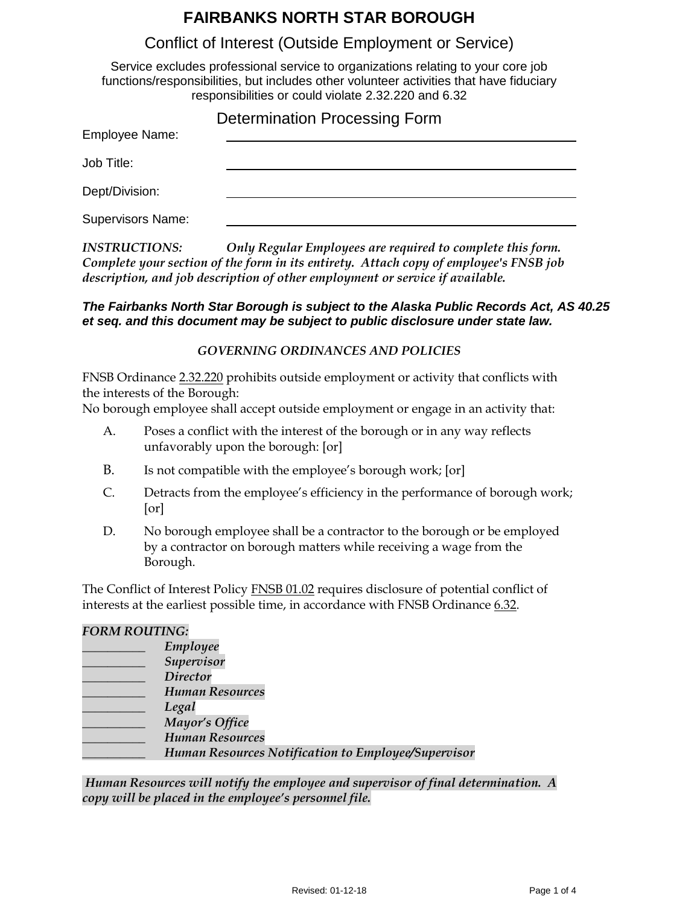# FAIRBANKS NORTH STAR BOROUGH

## Conflict of Interest (Outside Employment or Service)

Service excludes professional service to organizations relating to your core job functions/responsibilities, but includes other volunteer activities that have fiduciary responsibilities or could violate 2.32.220 and 6.32

## Determination Processing Form

Employee Name: ______________________________

Job Title: ______________________________

Dept/Division: ______________________________

Supervisors Name: ______________________________

***INSTRUCTIONS:*** *Only Regular Employees are required to complete this form. Complete your section of the form in its entirety. Attach copy of employee's FNSB job description, and job description of other employment or service if available.*

***The Fairbanks North Star Borough is subject to the Alaska Public Records Act, AS 40.25 et seq. and this document may be subject to public disclosure under state law.***

### *GOVERNING ORDINANCES AND POLICIES*

FNSB Ordinance 2.32.220 prohibits outside employment or activity that conflicts with the interests of the Borough:
No borough employee shall accept outside employment or engage in an activity that:

A. Poses a conflict with the interest of the borough or in any way reflects unfavorably upon the borough: [or]

B. Is not compatible with the employee's borough work; [or]

C. Detracts from the employee's efficiency in the performance of borough work; [or]

D. No borough employee shall be a contractor to the borough or be employed by a contractor on borough matters while receiving a wage from the Borough.

The Conflict of Interest Policy FNSB 01.02 requires disclosure of potential conflict of interests at the earliest possible time, in accordance with FNSB Ordinance 6.32.

***FORM ROUTING:***

__________ *Employee*
__________ *Supervisor*
__________ *Director*
__________ *Human Resources*
__________ *Legal*
__________ *Mayor's Office*
__________ *Human Resources*
__________ *Human Resources Notification to Employee/Supervisor*

*Human Resources will notify the employee and supervisor of final determination. A copy will be placed in the employee's personnel file.*

Revised: 01-12-18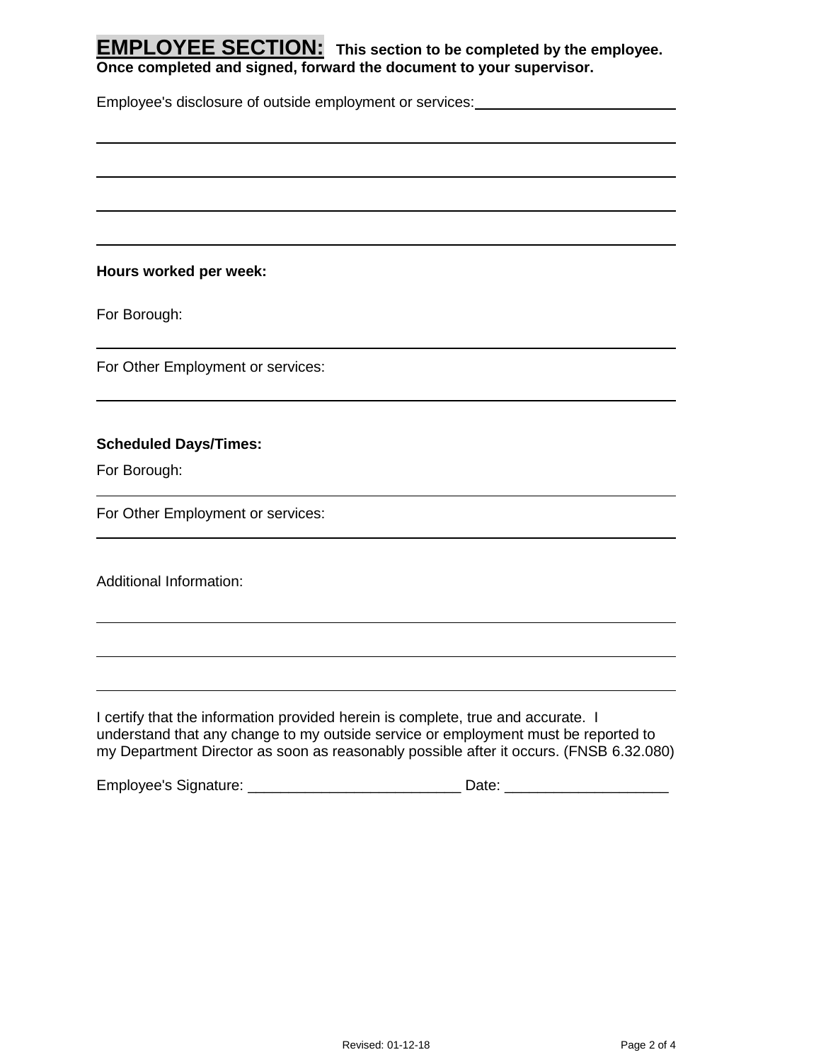**EMPLOYEE SECTION:** **This section to be completed by the employee. Once completed and signed, forward the document to your supervisor.**

Employee's disclosure of outside employment or services: ________________________

_____________________________________________________________________

_____________________________________________________________________

_____________________________________________________________________

_____________________________________________________________________

**Hours worked per week:**

For Borough:

_____________________________________________________________________

For Other Employment or services:

_____________________________________________________________________

**Scheduled Days/Times:**

For Borough:

_____________________________________________________________________

For Other Employment or services:

_____________________________________________________________________

Additional Information:

_____________________________________________________________________

_____________________________________________________________________

_____________________________________________________________________

I certify that the information provided herein is complete, true and accurate. I understand that any change to my outside service or employment must be reported to my Department Director as soon as reasonably possible after it occurs. (FNSB 6.32.080)

Employee's Signature: __________________________ Date: ____________________

Revised: 01-12-18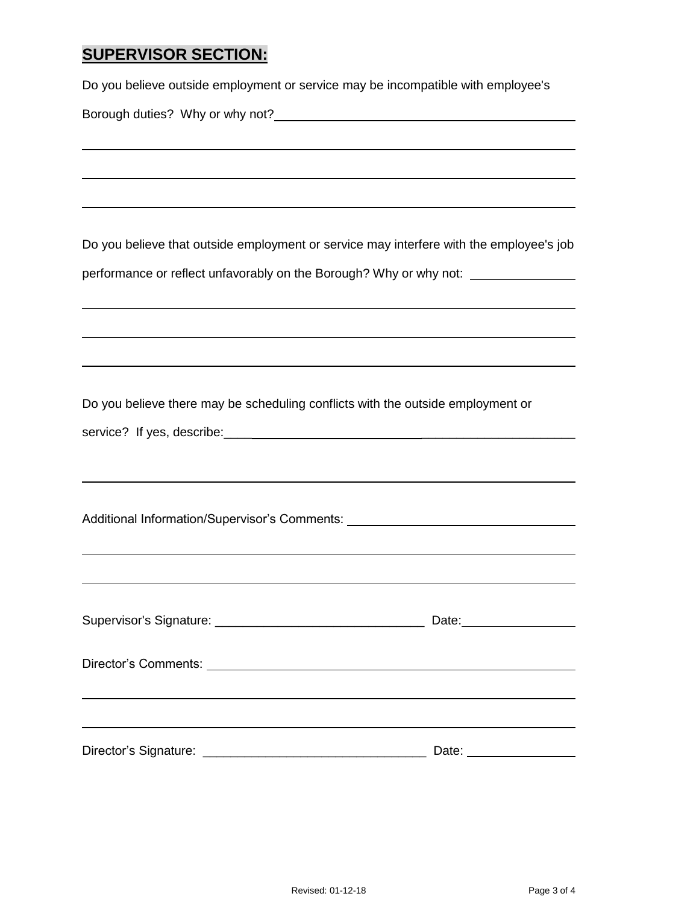## **SUPERVISOR SECTION:**

Do you believe outside employment or service may be incompatible with employee's Borough duties? Why or why not?\_\_\_\_\_\_\_\_\_\_\_\_\_\_\_\_\_\_\_\_\_\_\_\_\_\_\_\_\_\_\_\_\_\_\_\_\_\_\_\_

\_\_\_\_\_\_\_\_\_\_\_\_\_\_\_\_\_\_\_\_\_\_\_\_\_\_\_\_\_\_\_\_\_\_\_\_\_\_\_\_\_\_\_\_\_\_\_\_\_\_\_\_\_\_\_\_\_\_\_\_\_\_\_\_\_\_\_\_\_\_\_\_

\_\_\_\_\_\_\_\_\_\_\_\_\_\_\_\_\_\_\_\_\_\_\_\_\_\_\_\_\_\_\_\_\_\_\_\_\_\_\_\_\_\_\_\_\_\_\_\_\_\_\_\_\_\_\_\_\_\_\_\_\_\_\_\_\_\_\_\_\_\_\_\_

\_\_\_\_\_\_\_\_\_\_\_\_\_\_\_\_\_\_\_\_\_\_\_\_\_\_\_\_\_\_\_\_\_\_\_\_\_\_\_\_\_\_\_\_\_\_\_\_\_\_\_\_\_\_\_\_\_\_\_\_\_\_\_\_\_\_\_\_\_\_\_\_

Do you believe that outside employment or service may interfere with the employee's job performance or reflect unfavorably on the Borough? Why or why not: \_\_\_\_\_\_\_\_\_\_\_\_\_\_\_

\_\_\_\_\_\_\_\_\_\_\_\_\_\_\_\_\_\_\_\_\_\_\_\_\_\_\_\_\_\_\_\_\_\_\_\_\_\_\_\_\_\_\_\_\_\_\_\_\_\_\_\_\_\_\_\_\_\_\_\_\_\_\_\_\_\_\_\_\_\_\_\_

\_\_\_\_\_\_\_\_\_\_\_\_\_\_\_\_\_\_\_\_\_\_\_\_\_\_\_\_\_\_\_\_\_\_\_\_\_\_\_\_\_\_\_\_\_\_\_\_\_\_\_\_\_\_\_\_\_\_\_\_\_\_\_\_\_\_\_\_\_\_\_\_

\_\_\_\_\_\_\_\_\_\_\_\_\_\_\_\_\_\_\_\_\_\_\_\_\_\_\_\_\_\_\_\_\_\_\_\_\_\_\_\_\_\_\_\_\_\_\_\_\_\_\_\_\_\_\_\_\_\_\_\_\_\_\_\_\_\_\_\_\_\_\_\_

Do you believe there may be scheduling conflicts with the outside employment or service? If yes, describe:\_\_\_\_\_\_\_\_\_\_\_\_\_\_\_\_\_\_\_\_\_\_\_\_\_\_\_\_\_\_\_\_\_\_\_\_\_\_\_\_\_\_\_\_\_\_\_\_\_\_\_\_

\_\_\_\_\_\_\_\_\_\_\_\_\_\_\_\_\_\_\_\_\_\_\_\_\_\_\_\_\_\_\_\_\_\_\_\_\_\_\_\_\_\_\_\_\_\_\_\_\_\_\_\_\_\_\_\_\_\_\_\_\_\_\_\_\_\_\_\_\_\_\_\_

Additional Information/Supervisor's Comments: \_\_\_\_\_\_\_\_\_\_\_\_\_\_\_\_\_\_\_\_\_\_\_\_\_\_\_\_\_\_\_\_\_

\_\_\_\_\_\_\_\_\_\_\_\_\_\_\_\_\_\_\_\_\_\_\_\_\_\_\_\_\_\_\_\_\_\_\_\_\_\_\_\_\_\_\_\_\_\_\_\_\_\_\_\_\_\_\_\_\_\_\_\_\_\_\_\_\_\_\_\_\_\_\_\_

\_\_\_\_\_\_\_\_\_\_\_\_\_\_\_\_\_\_\_\_\_\_\_\_\_\_\_\_\_\_\_\_\_\_\_\_\_\_\_\_\_\_\_\_\_\_\_\_\_\_\_\_\_\_\_\_\_\_\_\_\_\_\_\_\_\_\_\_\_\_\_\_

Supervisor's Signature: \_\_\_\_\_\_\_\_\_\_\_\_\_\_\_\_\_\_\_\_\_\_\_\_\_\_\_\_\_\_ Date:\_\_\_\_\_\_\_\_\_\_\_\_\_\_\_\_

Director's Comments: \_\_\_\_\_\_\_\_\_\_\_\_\_\_\_\_\_\_\_\_\_\_\_\_\_\_\_\_\_\_\_\_\_\_\_\_\_\_\_\_\_\_\_\_\_\_\_\_\_\_\_\_\_

\_\_\_\_\_\_\_\_\_\_\_\_\_\_\_\_\_\_\_\_\_\_\_\_\_\_\_\_\_\_\_\_\_\_\_\_\_\_\_\_\_\_\_\_\_\_\_\_\_\_\_\_\_\_\_\_\_\_\_\_\_\_\_\_\_\_\_\_\_\_\_\_

\_\_\_\_\_\_\_\_\_\_\_\_\_\_\_\_\_\_\_\_\_\_\_\_\_\_\_\_\_\_\_\_\_\_\_\_\_\_\_\_\_\_\_\_\_\_\_\_\_\_\_\_\_\_\_\_\_\_\_\_\_\_\_\_\_\_\_\_\_\_\_\_

Director's Signature: \_\_\_\_\_\_\_\_\_\_\_\_\_\_\_\_\_\_\_\_\_\_\_\_\_\_\_\_\_\_\_\_ Date: \_\_\_\_\_\_\_\_\_\_\_\_\_\_\_\_

Revised: 01-12-18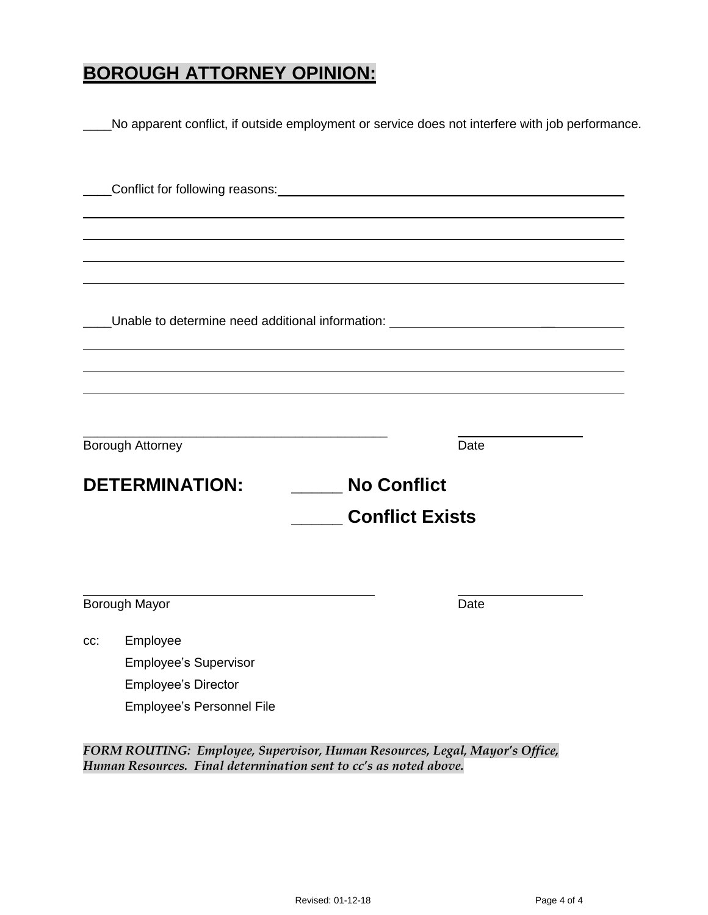## BOROUGH ATTORNEY OPINION:

____No apparent conflict, if outside employment or service does not interfere with job performance.

____Conflict for following reasons:______________________________________________

________________________________________________________________________

________________________________________________________________________

________________________________________________________________________

________________________________________________________________________

____Unable to determine need additional information: ______________________________

________________________________________________________________________

________________________________________________________________________

________________________________________________________________________

___________________________________________ ________________

Borough Attorney Date

**DETERMINATION:** _____ **No Conflict**

_____ **Conflict Exists**

___________________________________________ ________________

Borough Mayor Date

cc: Employee
Employee's Supervisor
Employee's Director
Employee's Personnel File

***FORM ROUTING: Employee, Supervisor, Human Resources, Legal, Mayor's Office, Human Resources. Final determination sent to cc's as noted above.***

Revised: 01-12-18